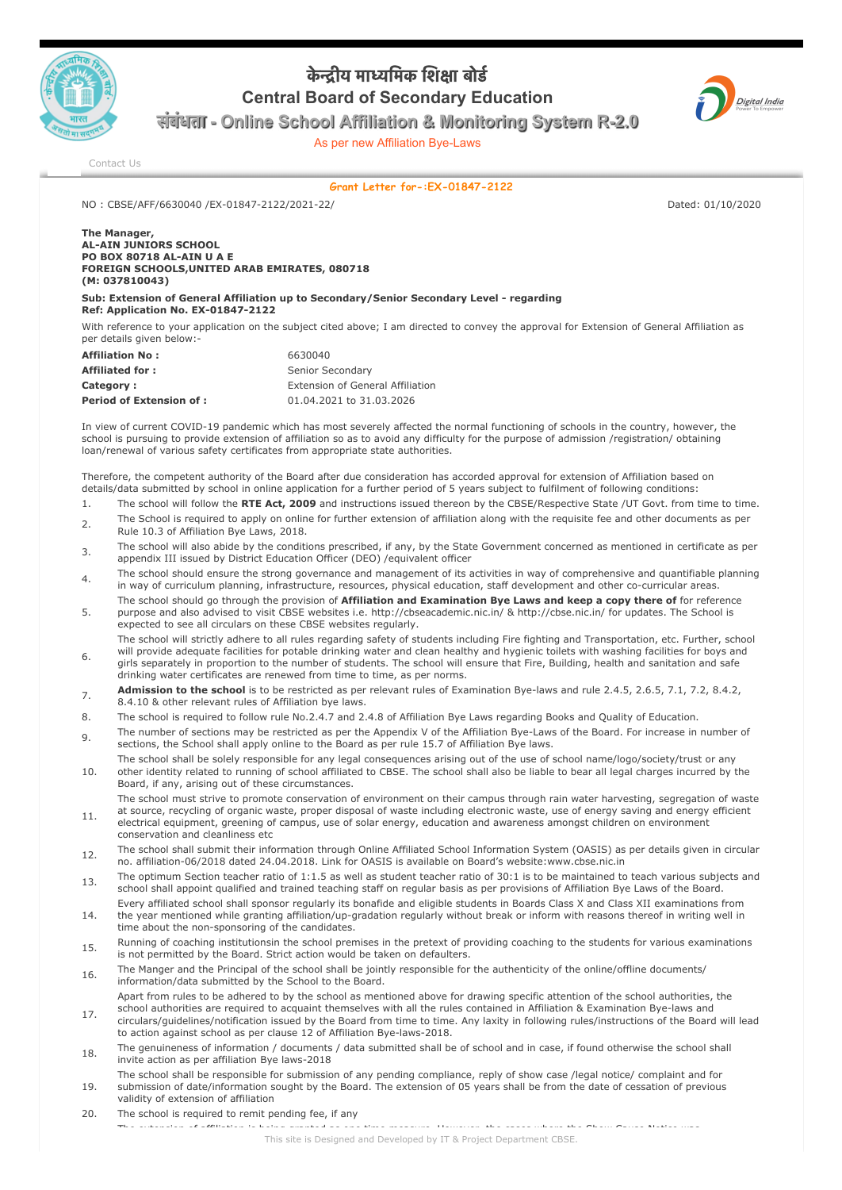# केन्द्रीय माध्यमिक शिक्षा बोर्ड
# Central Board of Secondary Education
## संबंधता - Online School Affiliation & Monitoring System R-2.0

As per new Affiliation Bye-Laws

Contact Us

**Grant Letter for-:EX-01847-2122**

NO : CBSE/AFF/6630040 /EX-01847-2122/2021-22/ Dated: 01/10/2020

**The Manager,**
**AL-AIN JUNIORS SCHOOL**
**PO BOX 80718 AL-AIN U A E**
**FOREIGN SCHOOLS,UNITED ARAB EMIRATES, 080718**
**(M: 037810043)**

**Sub: Extension of General Affiliation up to Secondary/Senior Secondary Level - regarding**
**Ref: Application No. EX-01847-2122**

With reference to your application on the subject cited above; I am directed to convey the approval for Extension of General Affiliation as per details given below:-

| | |
|---|---|
| **Affiliation No :** | 6630040 |
| **Affiliated for :** | Senior Secondary |
| **Category :** | Extension of General Affiliation |
| **Period of Extension of :** | 01.04.2021 to 31.03.2026 |

In view of current COVID-19 pandemic which has most severely affected the normal functioning of schools in the country, however, the school is pursuing to provide extension of affiliation so as to avoid any difficulty for the purpose of admission /registration/ obtaining loan/renewal of various safety certificates from appropriate state authorities.

Therefore, the competent authority of the Board after due consideration has accorded approval for extension of Affiliation based on details/data submitted by school in online application for a further period of 5 years subject to fulfilment of following conditions:

1. The school will follow the **RTE Act, 2009** and instructions issued thereon by the CBSE/Respective State /UT Govt. from time to time.
2. The School is required to apply on online for further extension of affiliation along with the requisite fee and other documents as per Rule 10.3 of Affiliation Bye Laws, 2018.
3. The school will also abide by the conditions prescribed, if any, by the State Government concerned as mentioned in certificate as per appendix III issued by District Education Officer (DEO) /equivalent officer
4. The school should ensure the strong governance and management of its activities in way of comprehensive and quantifiable planning in way of curriculum planning, infrastructure, resources, physical education, staff development and other co-curricular areas.
5. The school should go through the provision of **Affiliation and Examination Bye Laws and keep a copy there of** for reference purpose and also advised to visit CBSE websites i.e. http://cbseacademic.nic.in/ & http://cbse.nic.in/ for updates. The School is expected to see all circulars on these CBSE websites regularly.
6. The school will strictly adhere to all rules regarding safety of students including Fire fighting and Transportation, etc. Further, school will provide adequate facilities for potable drinking water and clean healthy and hygienic toilets with washing facilities for boys and girls separately in proportion to the number of students. The school will ensure that Fire, Building, health and sanitation and safe drinking water certificates are renewed from time to time, as per norms.
7. **Admission to the school** is to be restricted as per relevant rules of Examination Bye-laws and rule 2.4.5, 2.6.5, 7.1, 7.2, 8.4.2, 8.4.10 & other relevant rules of Affiliation bye laws.
8. The school is required to follow rule No.2.4.7 and 2.4.8 of Affiliation Bye Laws regarding Books and Quality of Education.
9. The number of sections may be restricted as per the Appendix V of the Affiliation Bye-Laws of the Board. For increase in number of sections, the School shall apply online to the Board as per rule 15.7 of Affiliation Bye laws.
10. The school shall be solely responsible for any legal consequences arising out of the use of school name/logo/society/trust or any other identity related to running of school affiliated to CBSE. The school shall also be liable to bear all legal charges incurred by the Board, if any, arising out of these circumstances.
11. The school must strive to promote conservation of environment on their campus through rain water harvesting, segregation of waste at source, recycling of organic waste, proper disposal of waste including electronic waste, use of energy saving and energy efficient electrical equipment, greening of campus, use of solar energy, education and awareness amongst children on environment conservation and cleanliness etc
12. The school shall submit their information through Online Affiliated School Information System (OASIS) as per details given in circular no. affiliation-06/2018 dated 24.04.2018. Link for OASIS is available on Board's website:www.cbse.nic.in
13. The optimum Section teacher ratio of 1:1.5 as well as student teacher ratio of 30:1 is to be maintained to teach various subjects and school shall appoint qualified and trained teaching staff on regular basis as per provisions of Affiliation Bye Laws of the Board.
14. Every affiliated school shall sponsor regularly its bonafide and eligible students in Boards Class X and Class XII examinations from the year mentioned while granting affiliation/up-gradation regularly without break or inform with reasons thereof in writing well in time about the non-sponsoring of the candidates.
15. Running of coaching institutionsin the school premises in the pretext of providing coaching to the students for various examinations is not permitted by the Board. Strict action would be taken on defaulters.
16. The Manger and the Principal of the school shall be jointly responsible for the authenticity of the online/offline documents/ information/data submitted by the School to the Board.
17. Apart from rules to be adhered to by the school as mentioned above for drawing specific attention of the school authorities, the school authorities are required to acquaint themselves with all the rules contained in Affiliation & Examination Bye-laws and circulars/guidelines/notification issued by the Board from time to time. Any laxity in following rules/instructions of the Board will lead to action against school as per clause 12 of Affiliation Bye-laws-2018.
18. The genuineness of information / documents / data submitted shall be of school and in case, if found otherwise the school shall invite action as per affiliation Bye laws-2018
19. The school shall be responsible for submission of any pending compliance, reply of show case /legal notice/ complaint and for submission of date/information sought by the Board. The extension of 05 years shall be from the date of cessation of previous validity of extension of affiliation
20. The school is required to remit pending fee, if any

This site is Designed and Developed by IT & Project Department CBSE.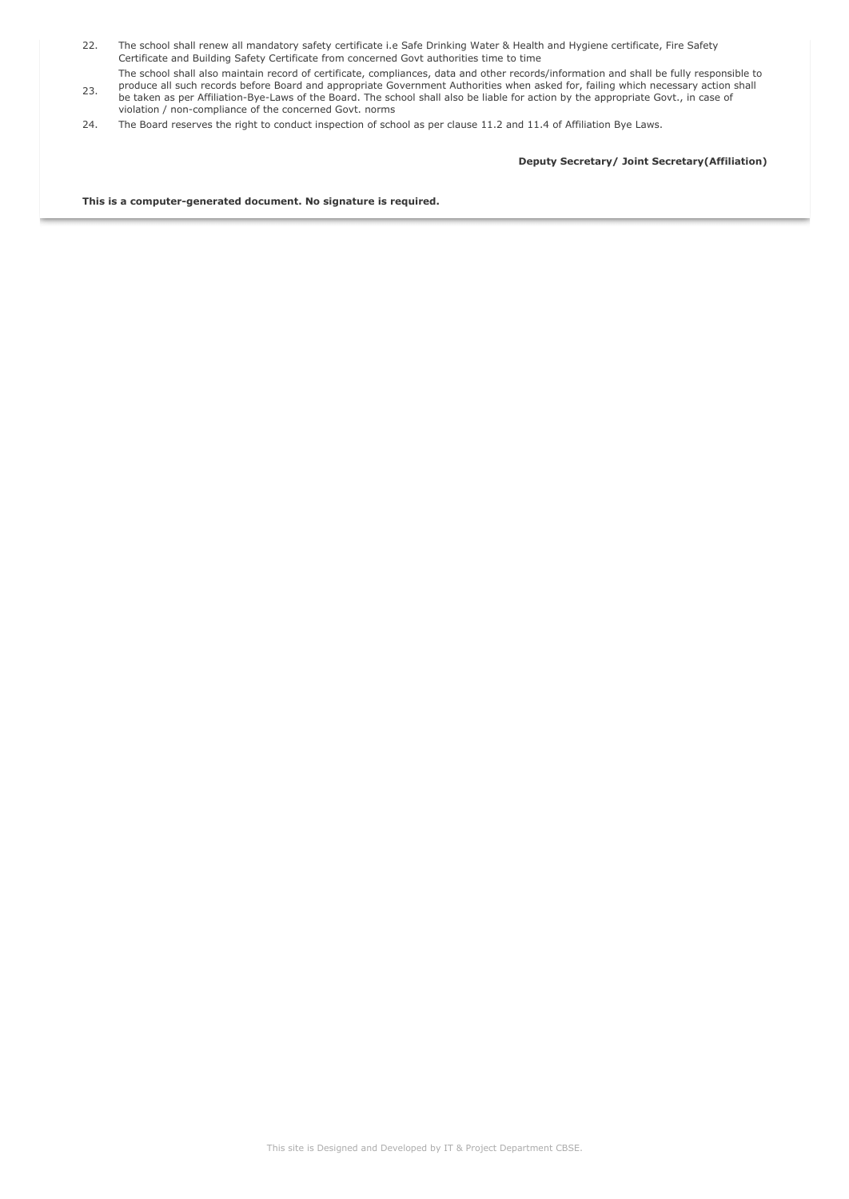22. The school shall renew all mandatory safety certificate i.e Safe Drinking Water & Health and Hygiene certificate, Fire Safety Certificate and Building Safety Certificate from concerned Govt authorities time to time
23. The school shall also maintain record of certificate, compliances, data and other records/information and shall be fully responsible to produce all such records before Board and appropriate Government Authorities when asked for, failing which necessary action shall be taken as per Affiliation-Bye-Laws of the Board. The school shall also be liable for action by the appropriate Govt., in case of violation / non-compliance of the concerned Govt. norms
24. The Board reserves the right to conduct inspection of school as per clause 11.2 and 11.4 of Affiliation Bye Laws.

**Deputy Secretary/ Joint Secretary(Affiliation)**

**This is a computer-generated document. No signature is required.**

This site is Designed and Developed by IT & Project Department CBSE.